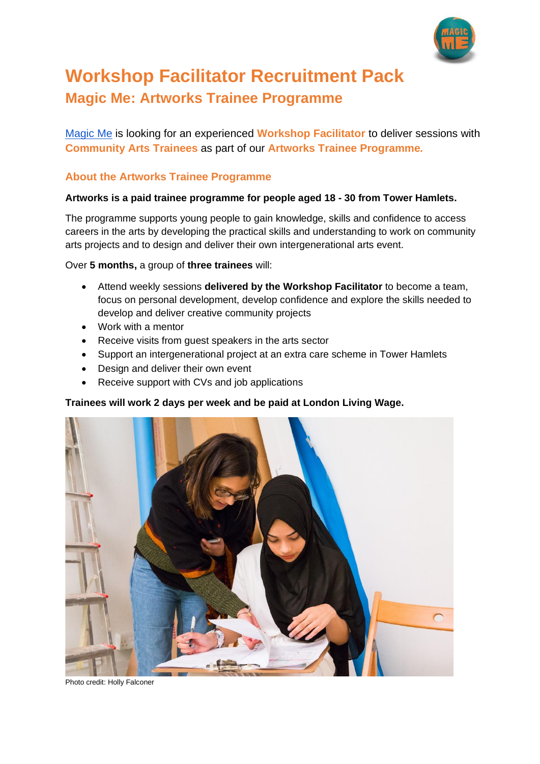# Workshop Facilitator Recruitment Pack

## Magic Me: Artworks Trainee Programme

Magic Me is looking for an experienced **Workshop Facilitator** to deliver sessions with **Community Arts Trainees** as part of our **Artworks Trainee Programme.**

### About the Artworks Trainee Programme

**Artworks is a paid trainee programme for people aged 18 - 30 from Tower Hamlets.**

The programme supports young people to gain knowledge, skills and confidence to access careers in the arts by developing the practical skills and understanding to work on community arts projects and to design and deliver their own intergenerational arts event.

Over **5 months,** a group of **three trainees** will:

- Attend weekly sessions **delivered by the Workshop Facilitator** to become a team, focus on personal development, develop confidence and explore the skills needed to develop and deliver creative community projects
- Work with a mentor
- Receive visits from guest speakers in the arts sector
- Support an intergenerational project at an extra care scheme in Tower Hamlets
- Design and deliver their own event
- Receive support with CVs and job applications

**Trainees will work 2 days per week and be paid at London Living Wage.**

Photo credit: Holly Falconer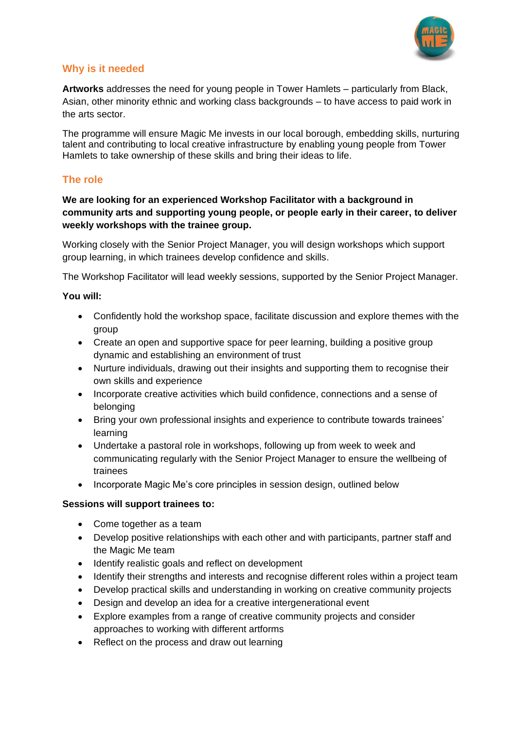## Why is it needed

**Artworks** addresses the need for young people in Tower Hamlets – particularly from Black, Asian, other minority ethnic and working class backgrounds – to have access to paid work in the arts sector.

The programme will ensure Magic Me invests in our local borough, embedding skills, nurturing talent and contributing to local creative infrastructure by enabling young people from Tower Hamlets to take ownership of these skills and bring their ideas to life.

## The role

**We are looking for an experienced Workshop Facilitator with a background in community arts and supporting young people, or people early in their career, to deliver weekly workshops with the trainee group.**

Working closely with the Senior Project Manager, you will design workshops which support group learning, in which trainees develop confidence and skills.

The Workshop Facilitator will lead weekly sessions, supported by the Senior Project Manager.

**You will:**

- Confidently hold the workshop space, facilitate discussion and explore themes with the group
- Create an open and supportive space for peer learning, building a positive group dynamic and establishing an environment of trust
- Nurture individuals, drawing out their insights and supporting them to recognise their own skills and experience
- Incorporate creative activities which build confidence, connections and a sense of belonging
- Bring your own professional insights and experience to contribute towards trainees' learning
- Undertake a pastoral role in workshops, following up from week to week and communicating regularly with the Senior Project Manager to ensure the wellbeing of trainees
- Incorporate Magic Me's core principles in session design, outlined below

**Sessions will support trainees to:**

- Come together as a team
- Develop positive relationships with each other and with participants, partner staff and the Magic Me team
- Identify realistic goals and reflect on development
- Identify their strengths and interests and recognise different roles within a project team
- Develop practical skills and understanding in working on creative community projects
- Design and develop an idea for a creative intergenerational event
- Explore examples from a range of creative community projects and consider approaches to working with different artforms
- Reflect on the process and draw out learning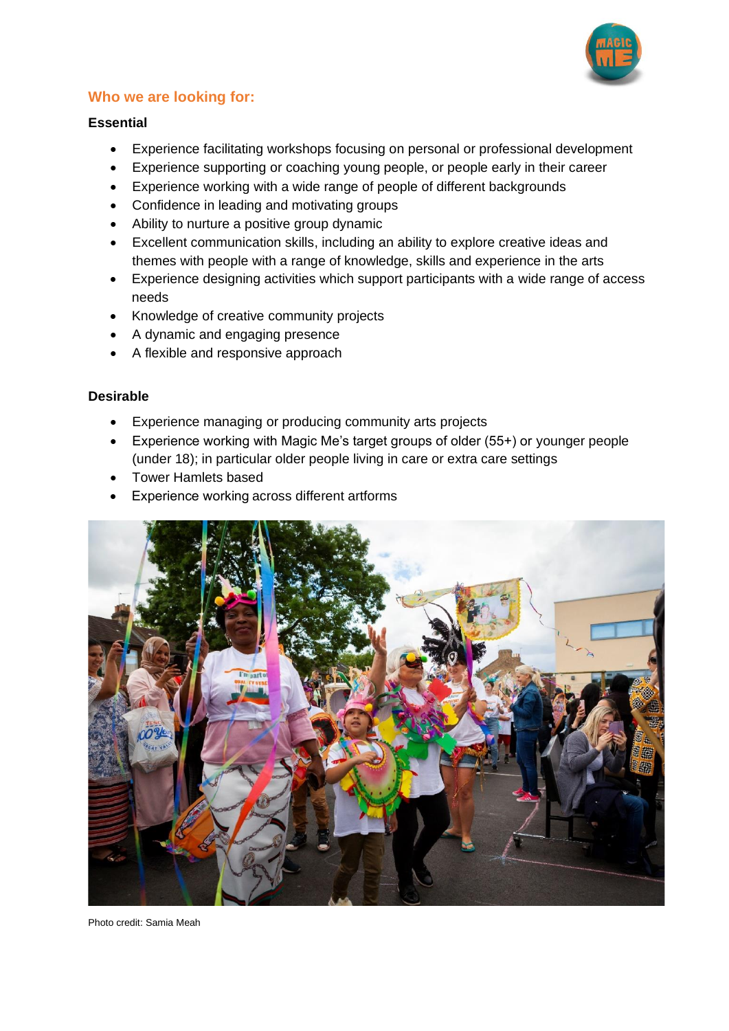## Who we are looking for:

### Essential

- Experience facilitating workshops focusing on personal or professional development
- Experience supporting or coaching young people, or people early in their career
- Experience working with a wide range of people of different backgrounds
- Confidence in leading and motivating groups
- Ability to nurture a positive group dynamic
- Excellent communication skills, including an ability to explore creative ideas and themes with people with a range of knowledge, skills and experience in the arts
- Experience designing activities which support participants with a wide range of access needs
- Knowledge of creative community projects
- A dynamic and engaging presence
- A flexible and responsive approach

### Desirable

- Experience managing or producing community arts projects
- Experience working with Magic Me's target groups of older (55+) or younger people (under 18); in particular older people living in care or extra care settings
- Tower Hamlets based
- Experience working across different artforms

Photo credit: Samia Meah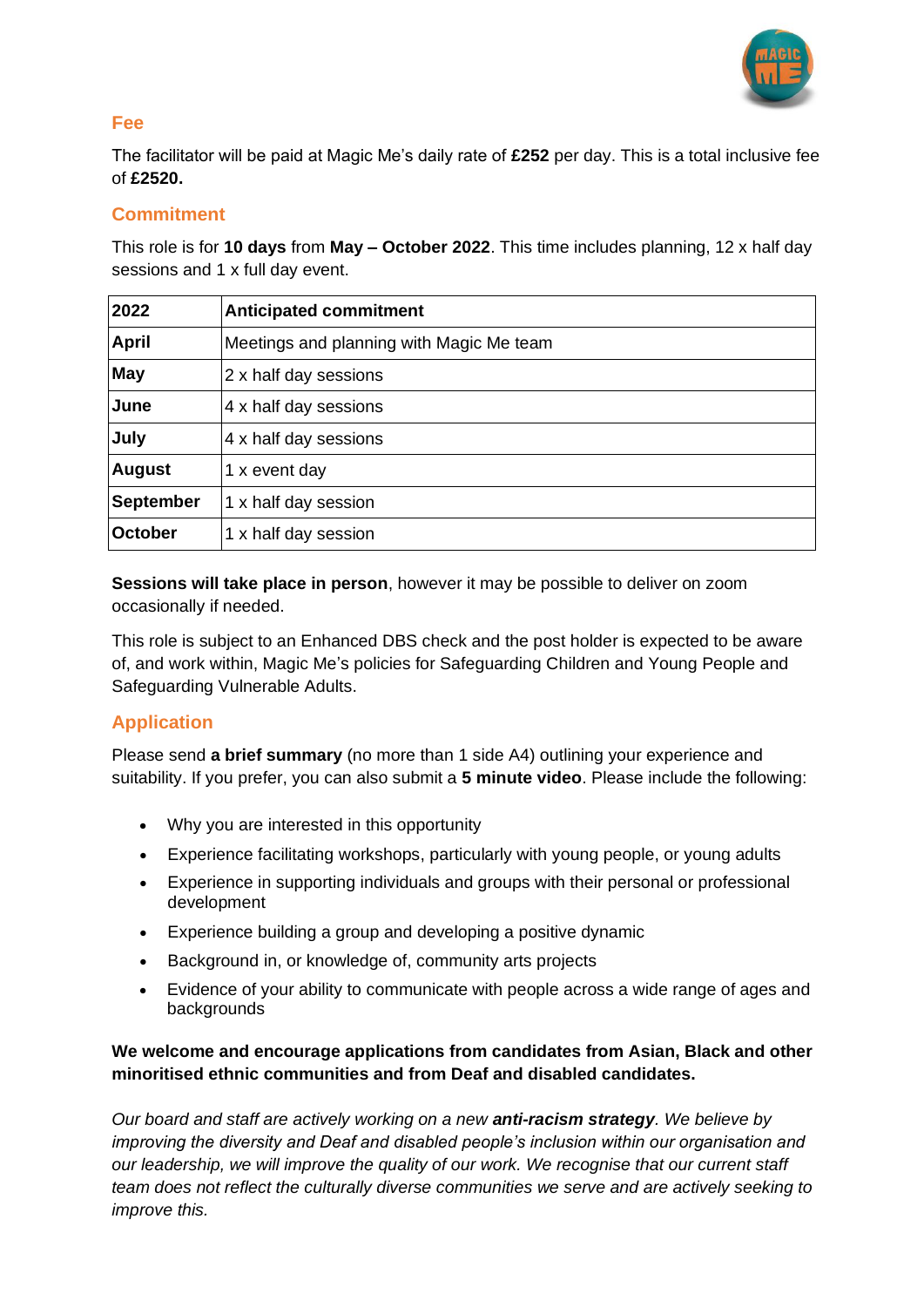## Fee

The facilitator will be paid at Magic Me's daily rate of **£252** per day. This is a total inclusive fee of **£2520.**

## Commitment

This role is for **10 days** from **May – October 2022**. This time includes planning, 12 x half day sessions and 1 x full day event.

| 2022 | Anticipated commitment |
|---|---|
| **April** | Meetings and planning with Magic Me team |
| **May** | 2 x half day sessions |
| **June** | 4 x half day sessions |
| **July** | 4 x half day sessions |
| **August** | 1 x event day |
| **September** | 1 x half day session |
| **October** | 1 x half day session |

**Sessions will take place in person**, however it may be possible to deliver on zoom occasionally if needed.

This role is subject to an Enhanced DBS check and the post holder is expected to be aware of, and work within, Magic Me's policies for Safeguarding Children and Young People and Safeguarding Vulnerable Adults.

## Application

Please send **a brief summary** (no more than 1 side A4) outlining your experience and suitability. If you prefer, you can also submit a **5 minute video**. Please include the following:

- Why you are interested in this opportunity
- Experience facilitating workshops, particularly with young people, or young adults
- Experience in supporting individuals and groups with their personal or professional development
- Experience building a group and developing a positive dynamic
- Background in, or knowledge of, community arts projects
- Evidence of your ability to communicate with people across a wide range of ages and backgrounds

**We welcome and encourage applications from candidates from Asian, Black and other minoritised ethnic communities and from Deaf and disabled candidates.**

*Our board and staff are actively working on a new **anti-racism strategy**. We believe by improving the diversity and Deaf and disabled people's inclusion within our organisation and our leadership, we will improve the quality of our work. We recognise that our current staff team does not reflect the culturally diverse communities we serve and are actively seeking to improve this.*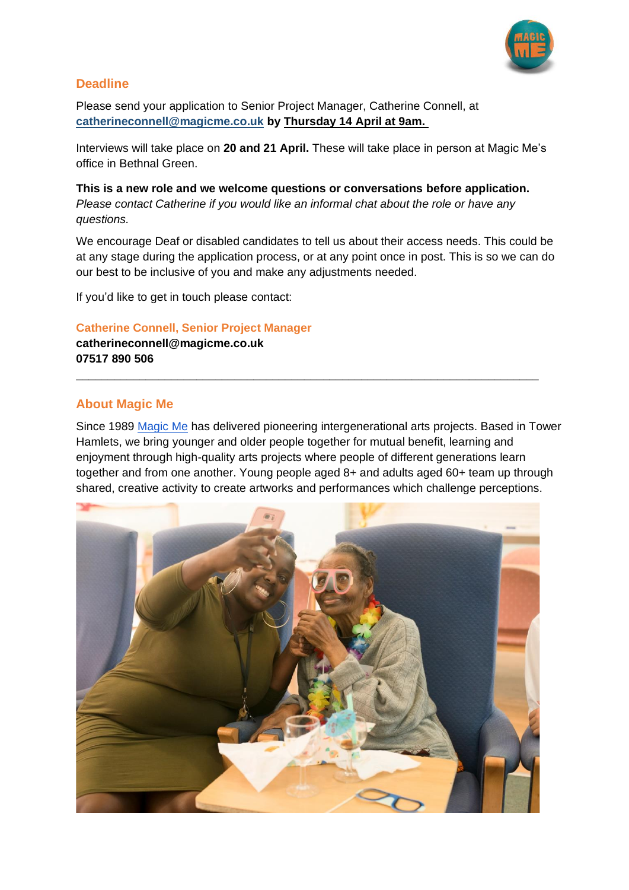## Deadline

Please send your application to Senior Project Manager, Catherine Connell, at **catherineconnell@magicme.co.uk** **by Thursday 14 April at 9am.**

Interviews will take place on **20 and 21 April.** These will take place in person at Magic Me's office in Bethnal Green.

**This is a new role and we welcome questions or conversations before application.**
*Please contact Catherine if you would like an informal chat about the role or have any questions.*

We encourage Deaf or disabled candidates to tell us about their access needs. This could be at any stage during the application process, or at any point once in post. This is so we can do our best to be inclusive of you and make any adjustments needed.

If you'd like to get in touch please contact:

**Catherine Connell, Senior Project Manager**
**catherineconnell@magicme.co.uk**
**07517 890 506**

---

## About Magic Me

Since 1989 Magic Me has delivered pioneering intergenerational arts projects. Based in Tower Hamlets, we bring younger and older people together for mutual benefit, learning and enjoyment through high-quality arts projects where people of different generations learn together and from one another. Young people aged 8+ and adults aged 60+ team up through shared, creative activity to create artworks and performances which challenge perceptions.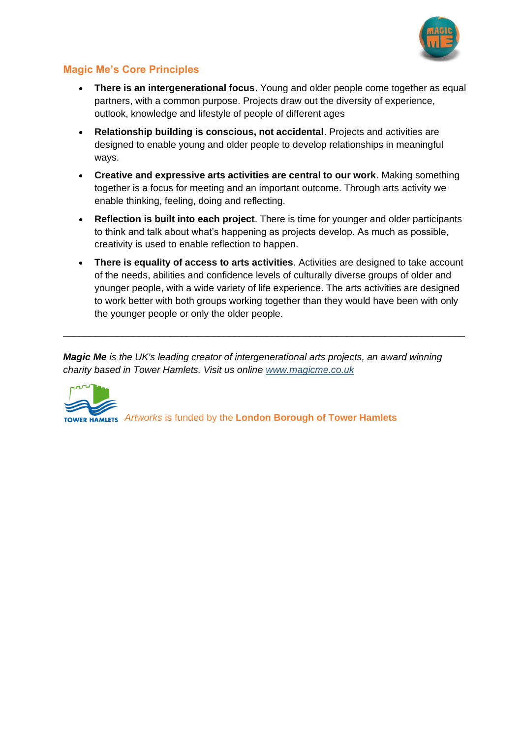## Magic Me's Core Principles

- **There is an intergenerational focus**. Young and older people come together as equal partners, with a common purpose. Projects draw out the diversity of experience, outlook, knowledge and lifestyle of people of different ages
- **Relationship building is conscious, not accidental**. Projects and activities are designed to enable young and older people to develop relationships in meaningful ways.
- **Creative and expressive arts activities are central to our work**. Making something together is a focus for meeting and an important outcome. Through arts activity we enable thinking, feeling, doing and reflecting.
- **Reflection is built into each project**. There is time for younger and older participants to think and talk about what's happening as projects develop. As much as possible, creativity is used to enable reflection to happen.
- **There is equality of access to arts activities**. Activities are designed to take account of the needs, abilities and confidence levels of culturally diverse groups of older and younger people, with a wide variety of life experience. The arts activities are designed to work better with both groups working together than they would have been with only the younger people or only the older people.

---

***Magic Me*** *is the UK's leading creator of intergenerational arts projects, an award winning charity based in Tower Hamlets. Visit us online [www.magicme.co.uk](http://www.magicme.co.uk)*

TOWER HAMLETS *Artworks* is funded by the **London Borough of Tower Hamlets**